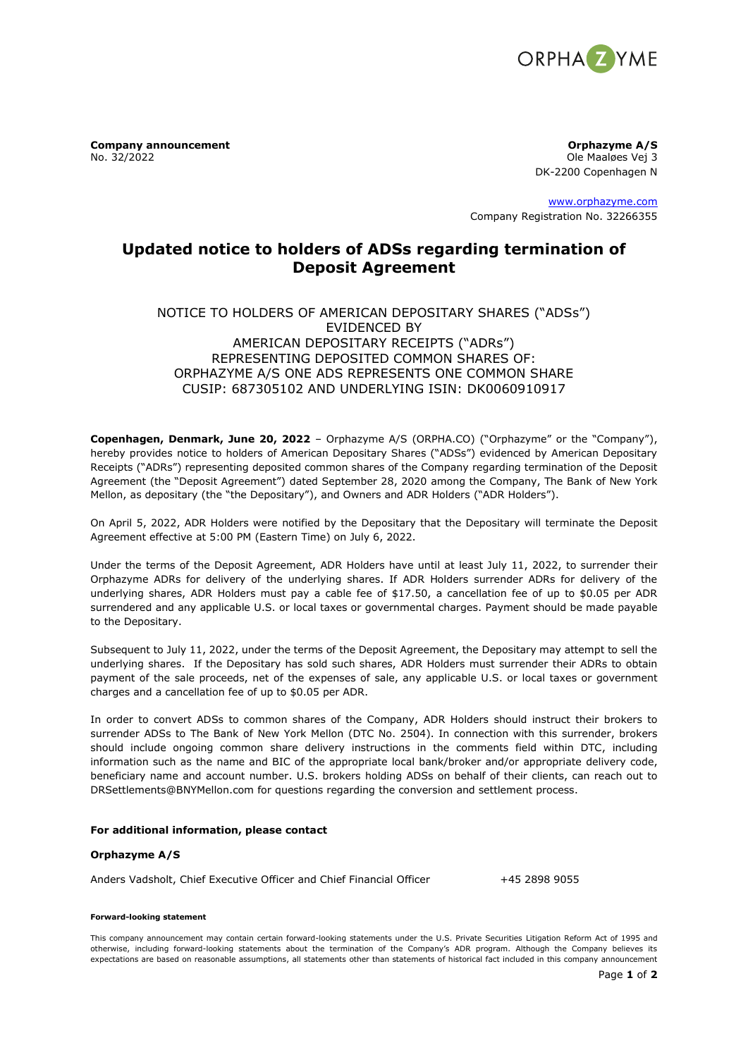**Company announcement**
No. 32/2022

**Orphazyme A/S**
Ole Maaløes Vej 3
DK-2200 Copenhagen N

www.orphazyme.com
Company Registration No. 32266355

# Updated notice to holders of ADSs regarding termination of Deposit Agreement

NOTICE TO HOLDERS OF AMERICAN DEPOSITARY SHARES ("ADSs")
EVIDENCED BY
AMERICAN DEPOSITARY RECEIPTS ("ADRs")
REPRESENTING DEPOSITED COMMON SHARES OF:
ORPHAZYME A/S ONE ADS REPRESENTS ONE COMMON SHARE
CUSIP: 687305102 AND UNDERLYING ISIN: DK0060910917

**Copenhagen, Denmark, June 20, 2022** – Orphazyme A/S (ORPHA.CO) ("Orphazyme" or the "Company"), hereby provides notice to holders of American Depositary Shares ("ADSs") evidenced by American Depositary Receipts ("ADRs") representing deposited common shares of the Company regarding termination of the Deposit Agreement (the "Deposit Agreement") dated September 28, 2020 among the Company, The Bank of New York Mellon, as depositary (the "the Depositary"), and Owners and ADR Holders ("ADR Holders").

On April 5, 2022, ADR Holders were notified by the Depositary that the Depositary will terminate the Deposit Agreement effective at 5:00 PM (Eastern Time) on July 6, 2022.

Under the terms of the Deposit Agreement, ADR Holders have until at least July 11, 2022, to surrender their Orphazyme ADRs for delivery of the underlying shares. If ADR Holders surrender ADRs for delivery of the underlying shares, ADR Holders must pay a cable fee of $17.50, a cancellation fee of up to $0.05 per ADR surrendered and any applicable U.S. or local taxes or governmental charges. Payment should be made payable to the Depositary.

Subsequent to July 11, 2022, under the terms of the Deposit Agreement, the Depositary may attempt to sell the underlying shares. If the Depositary has sold such shares, ADR Holders must surrender their ADRs to obtain payment of the sale proceeds, net of the expenses of sale, any applicable U.S. or local taxes or government charges and a cancellation fee of up to $0.05 per ADR.

In order to convert ADSs to common shares of the Company, ADR Holders should instruct their brokers to surrender ADSs to The Bank of New York Mellon (DTC No. 2504). In connection with this surrender, brokers should include ongoing common share delivery instructions in the comments field within DTC, including information such as the name and BIC of the appropriate local bank/broker and/or appropriate delivery code, beneficiary name and account number. U.S. brokers holding ADSs on behalf of their clients, can reach out to DRSettlements@BNYMellon.com for questions regarding the conversion and settlement process.

**For additional information, please contact**

**Orphazyme A/S**

Anders Vadsholt, Chief Executive Officer and Chief Financial Officer +45 2898 9055

**Forward-looking statement**

This company announcement may contain certain forward-looking statements under the U.S. Private Securities Litigation Reform Act of 1995 and otherwise, including forward-looking statements about the termination of the Company's ADR program. Although the Company believes its expectations are based on reasonable assumptions, all statements other than statements of historical fact included in this company announcement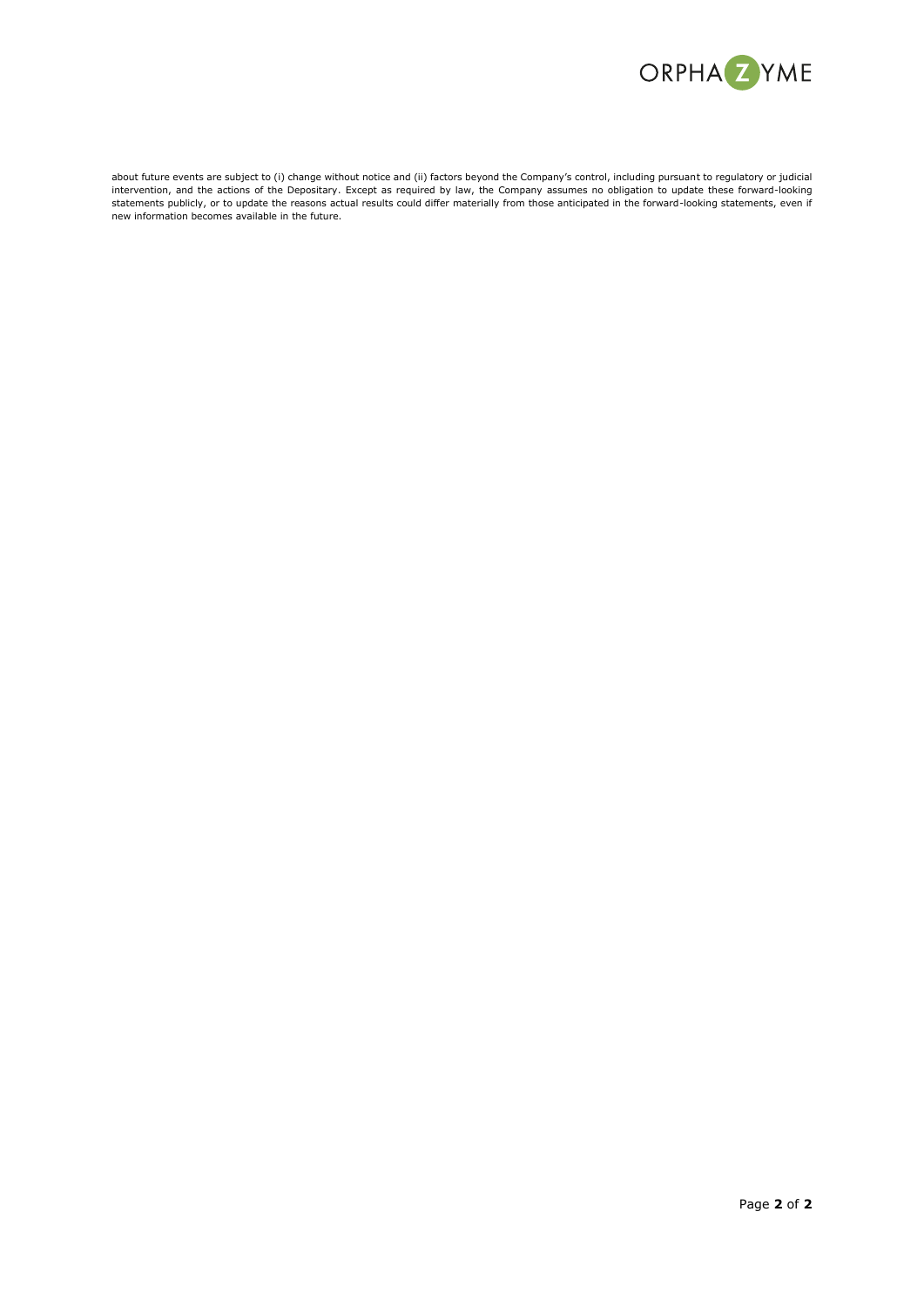about future events are subject to (i) change without notice and (ii) factors beyond the Company's control, including pursuant to regulatory or judicial intervention, and the actions of the Depositary. Except as required by law, the Company assumes no obligation to update these forward-looking statements publicly, or to update the reasons actual results could differ materially from those anticipated in the forward-looking statements, even if new information becomes available in the future.